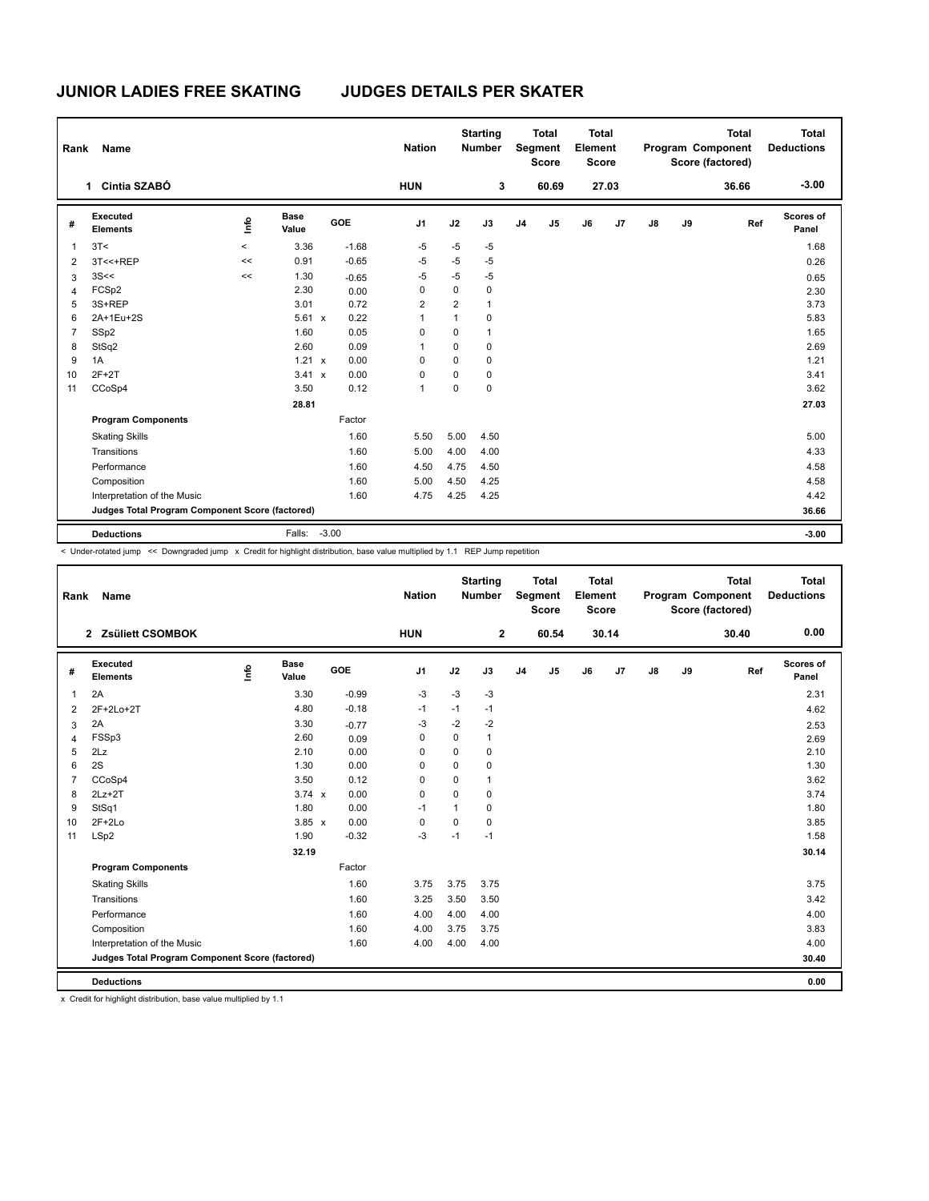# JUNIOR LADIES FREE SKATING JUDGES DETAILS PER SKATER

| Rank | Name | Nation | Starting Number | Total Segment Score | Total Element Score | Total Program Component Score (factored) | Total Deductions |
|---|---|---|---|---|---|---|---|
| 1 | Cintia SZABÓ | HUN | 3 | 60.69 | 27.03 | 36.66 | -3.00 |

| # | Executed Elements | Info | Base Value | | GOE | J1 | J2 | J3 | J4 | J5 | J6 | J7 | J8 | J9 | Ref | Scores of Panel |
|---|---|---|---|---|---|---|---|---|---|---|---|---|---|---|---|---|
| 1 | 3T< | < | 3.36 | | -1.68 | -5 | -5 | -5 | | | | | | | | 1.68 |
| 2 | 3T<<+REP | << | 0.91 | | -0.65 | -5 | -5 | -5 | | | | | | | | 0.26 |
| 3 | 3S<< | << | 1.30 | | -0.65 | -5 | -5 | -5 | | | | | | | | 0.65 |
| 4 | FCSp2 | | 2.30 | | 0.00 | 0 | 0 | 0 | | | | | | | | 2.30 |
| 5 | 3S+REP | | 3.01 | | 0.72 | 2 | 2 | 1 | | | | | | | | 3.73 |
| 6 | 2A+1Eu+2S | | 5.61 | x | 0.22 | 1 | 1 | 0 | | | | | | | | 5.83 |
| 7 | SSp2 | | 1.60 | | 0.05 | 0 | 0 | 1 | | | | | | | | 1.65 |
| 8 | StSq2 | | 2.60 | | 0.09 | 1 | 0 | 0 | | | | | | | | 2.69 |
| 9 | 1A | | 1.21 | x | 0.00 | 0 | 0 | 0 | | | | | | | | 1.21 |
| 10 | 2F+2T | | 3.41 | x | 0.00 | 0 | 0 | 0 | | | | | | | | 3.41 |
| 11 | CCoSp4 | | 3.50 | | 0.12 | 1 | 0 | 0 | | | | | | | | 3.62 |
| | | | 28.81 | | | | | | | | | | | | | 27.03 |
| | **Program Components** | | | | Factor | | | | | | | | | | | |
| | Skating Skills | | | | 1.60 | 5.50 | 5.00 | 4.50 | | | | | | | | 5.00 |
| | Transitions | | | | 1.60 | 5.00 | 4.00 | 4.00 | | | | | | | | 4.33 |
| | Performance | | | | 1.60 | 4.50 | 4.75 | 4.50 | | | | | | | | 4.58 |
| | Composition | | | | 1.60 | 5.00 | 4.50 | 4.25 | | | | | | | | 4.58 |
| | Interpretation of the Music | | | | 1.60 | 4.75 | 4.25 | 4.25 | | | | | | | | 4.42 |
| | **Judges Total Program Component Score (factored)** | | | | | | | | | | | | | | | 36.66 |
| | **Deductions** | | Falls: | | -3.00 | | | | | | | | | | | -3.00 |

< Under-rotated jump << Downgraded jump x Credit for highlight distribution, base value multiplied by 1.1 REP Jump repetition

| Rank | Name | Nation | Starting Number | Total Segment Score | Total Element Score | Total Program Component Score (factored) | Total Deductions |
|---|---|---|---|---|---|---|---|
| 2 | Zsüliett CSOMBOK | HUN | 2 | 60.54 | 30.14 | 30.40 | 0.00 |

| # | Executed Elements | Info | Base Value | | GOE | J1 | J2 | J3 | J4 | J5 | J6 | J7 | J8 | J9 | Ref | Scores of Panel |
|---|---|---|---|---|---|---|---|---|---|---|---|---|---|---|---|---|
| 1 | 2A | | 3.30 | | -0.99 | -3 | -3 | -3 | | | | | | | | 2.31 |
| 2 | 2F+2Lo+2T | | 4.80 | | -0.18 | -1 | -1 | -1 | | | | | | | | 4.62 |
| 3 | 2A | | 3.30 | | -0.77 | -3 | -2 | -2 | | | | | | | | 2.53 |
| 4 | FSSp3 | | 2.60 | | 0.09 | 0 | 0 | 1 | | | | | | | | 2.69 |
| 5 | 2Lz | | 2.10 | | 0.00 | 0 | 0 | 0 | | | | | | | | 2.10 |
| 6 | 2S | | 1.30 | | 0.00 | 0 | 0 | 0 | | | | | | | | 1.30 |
| 7 | CCoSp4 | | 3.50 | | 0.12 | 0 | 0 | 1 | | | | | | | | 3.62 |
| 8 | 2Lz+2T | | 3.74 | x | 0.00 | 0 | 0 | 0 | | | | | | | | 3.74 |
| 9 | StSq1 | | 1.80 | | 0.00 | -1 | 1 | 0 | | | | | | | | 1.80 |
| 10 | 2F+2Lo | | 3.85 | x | 0.00 | 0 | 0 | 0 | | | | | | | | 3.85 |
| 11 | LSp2 | | 1.90 | | -0.32 | -3 | -1 | -1 | | | | | | | | 1.58 |
| | | | 32.19 | | | | | | | | | | | | | 30.14 |
| | **Program Components** | | | | Factor | | | | | | | | | | | |
| | Skating Skills | | | | 1.60 | 3.75 | 3.75 | 3.75 | | | | | | | | 3.75 |
| | Transitions | | | | 1.60 | 3.25 | 3.50 | 3.50 | | | | | | | | 3.42 |
| | Performance | | | | 1.60 | 4.00 | 4.00 | 4.00 | | | | | | | | 4.00 |
| | Composition | | | | 1.60 | 4.00 | 3.75 | 3.75 | | | | | | | | 3.83 |
| | Interpretation of the Music | | | | 1.60 | 4.00 | 4.00 | 4.00 | | | | | | | | 4.00 |
| | **Judges Total Program Component Score (factored)** | | | | | | | | | | | | | | | 30.40 |
| | **Deductions** | | | | | | | | | | | | | | | 0.00 |

x Credit for highlight distribution, base value multiplied by 1.1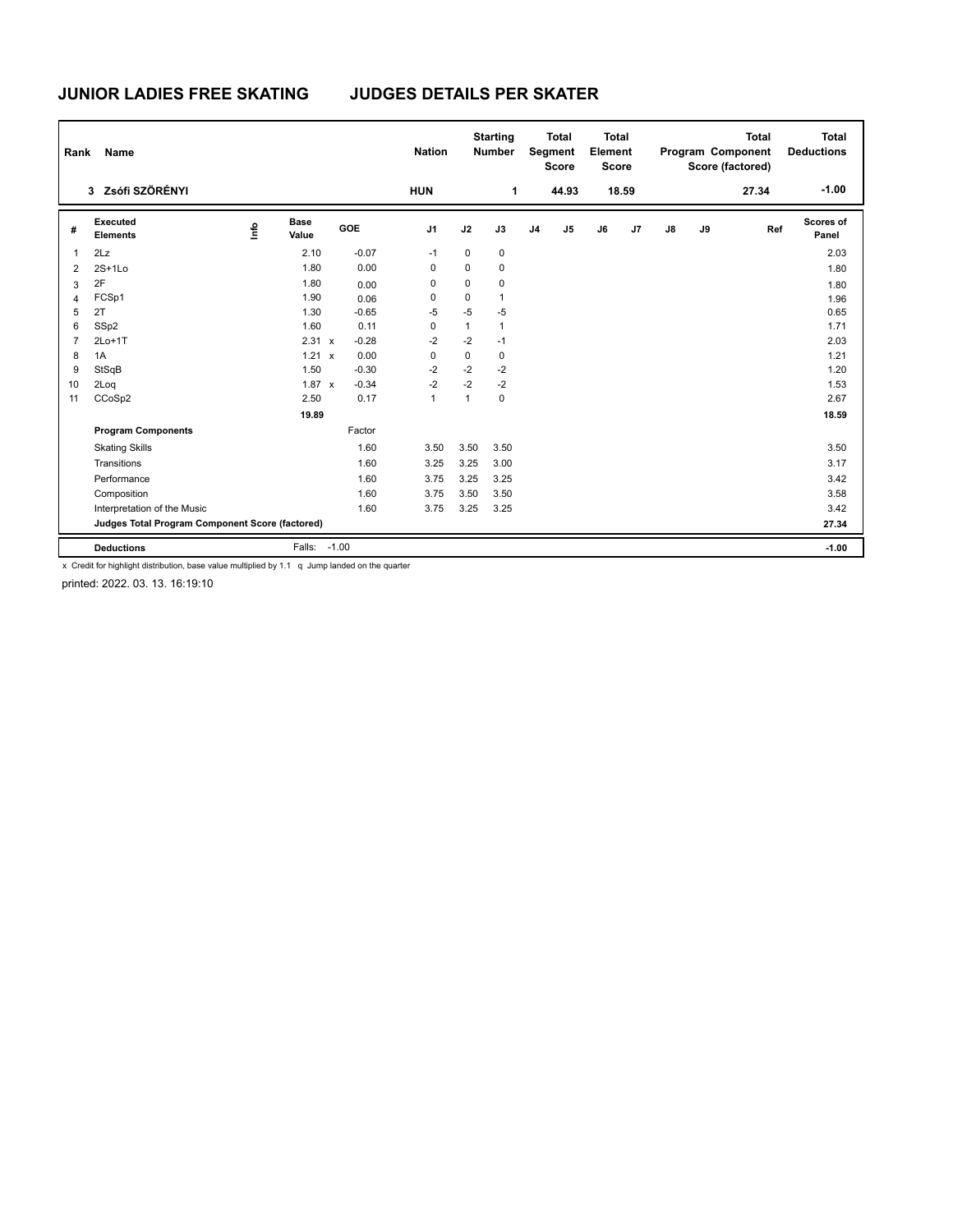# JUNIOR LADIES FREE SKATING JUDGES DETAILS PER SKATER

| Rank | Name | Nation | Starting Number | Total Segment Score | Total Element Score | Total Program Component Score (factored) | Total Deductions |
|---|---|---|---|---|---|---|---|
| 3 | Zsófi SZŐRÉNYI | HUN | 1 | 44.93 | 18.59 | 27.34 | -1.00 |

| # | Executed Elements | Info | Base Value | | GOE | J1 | J2 | J3 | J4 | J5 | J6 | J7 | J8 | J9 | Ref | Scores of Panel |
|---|---|---|---|---|---|---|---|---|---|---|---|---|---|---|---|---|
| 1 | 2Lz | | 2.10 | | -0.07 | -1 | 0 | 0 | | | | | | | | 2.03 |
| 2 | 2S+1Lo | | 1.80 | | 0.00 | 0 | 0 | 0 | | | | | | | | 1.80 |
| 3 | 2F | | 1.80 | | 0.00 | 0 | 0 | 0 | | | | | | | | 1.80 |
| 4 | FCSp1 | | 1.90 | | 0.06 | 0 | 0 | 1 | | | | | | | | 1.96 |
| 5 | 2T | | 1.30 | | -0.65 | -5 | -5 | -5 | | | | | | | | 0.65 |
| 6 | SSp2 | | 1.60 | | 0.11 | 0 | 1 | 1 | | | | | | | | 1.71 |
| 7 | 2Lo+1T | | 2.31 | x | -0.28 | -2 | -2 | -1 | | | | | | | | 2.03 |
| 8 | 1A | | 1.21 | x | 0.00 | 0 | 0 | 0 | | | | | | | | 1.21 |
| 9 | StSqB | | 1.50 | | -0.30 | -2 | -2 | -2 | | | | | | | | 1.20 |
| 10 | 2Loq | | 1.87 | x | -0.34 | -2 | -2 | -2 | | | | | | | | 1.53 |
| 11 | CCoSp2 | | 2.50 | | 0.17 | 1 | 1 | 0 | | | | | | | | 2.67 |
| | | | 19.89 | | | | | | | | | | | | | 18.59 |
| | **Program Components** | | | | Factor | | | | | | | | | | | |
| | Skating Skills | | | | 1.60 | 3.50 | 3.50 | 3.50 | | | | | | | | 3.50 |
| | Transitions | | | | 1.60 | 3.25 | 3.25 | 3.00 | | | | | | | | 3.17 |
| | Performance | | | | 1.60 | 3.75 | 3.25 | 3.25 | | | | | | | | 3.42 |
| | Composition | | | | 1.60 | 3.75 | 3.50 | 3.50 | | | | | | | | 3.58 |
| | Interpretation of the Music | | | | 1.60 | 3.75 | 3.25 | 3.25 | | | | | | | | 3.42 |
| | **Judges Total Program Component Score (factored)** | | | | | | | | | | | | | | | 27.34 |
| | **Deductions** | | Falls: | | -1.00 | | | | | | | | | | | -1.00 |

x Credit for highlight distribution, base value multiplied by 1.1 q Jump landed on the quarter

printed: 2022. 03. 13. 16:19:10